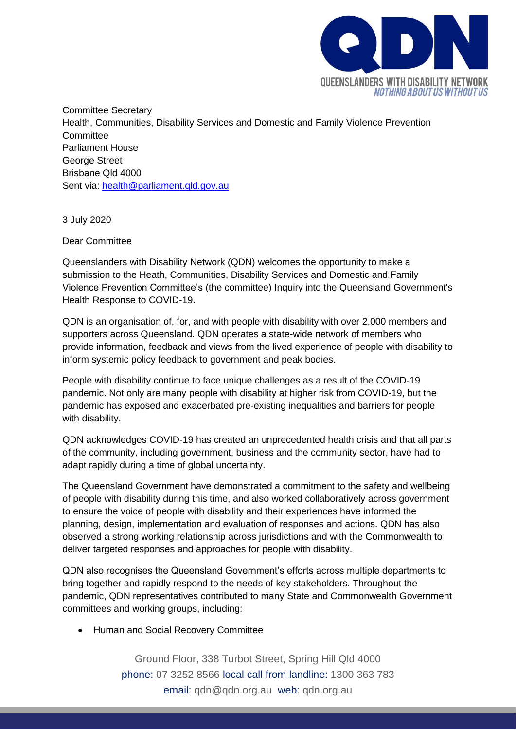Committee Secretary
Health, Communities, Disability Services and Domestic and Family Violence Prevention Committee
Parliament House
George Street
Brisbane Qld 4000
Sent via: health@parliament.qld.gov.au

3 July 2020

Dear Committee

Queenslanders with Disability Network (QDN) welcomes the opportunity to make a submission to the Heath, Communities, Disability Services and Domestic and Family Violence Prevention Committee's (the committee) Inquiry into the Queensland Government's Health Response to COVID-19.

QDN is an organisation of, for, and with people with disability with over 2,000 members and supporters across Queensland. QDN operates a state-wide network of members who provide information, feedback and views from the lived experience of people with disability to inform systemic policy feedback to government and peak bodies.

People with disability continue to face unique challenges as a result of the COVID-19 pandemic. Not only are many people with disability at higher risk from COVID-19, but the pandemic has exposed and exacerbated pre-existing inequalities and barriers for people with disability.

QDN acknowledges COVID-19 has created an unprecedented health crisis and that all parts of the community, including government, business and the community sector, have had to adapt rapidly during a time of global uncertainty.

The Queensland Government have demonstrated a commitment to the safety and wellbeing of people with disability during this time, and also worked collaboratively across government to ensure the voice of people with disability and their experiences have informed the planning, design, implementation and evaluation of responses and actions. QDN has also observed a strong working relationship across jurisdictions and with the Commonwealth to deliver targeted responses and approaches for people with disability.

QDN also recognises the Queensland Government's efforts across multiple departments to bring together and rapidly respond to the needs of key stakeholders. Throughout the pandemic, QDN representatives contributed to many State and Commonwealth Government committees and working groups, including:

- Human and Social Recovery Committee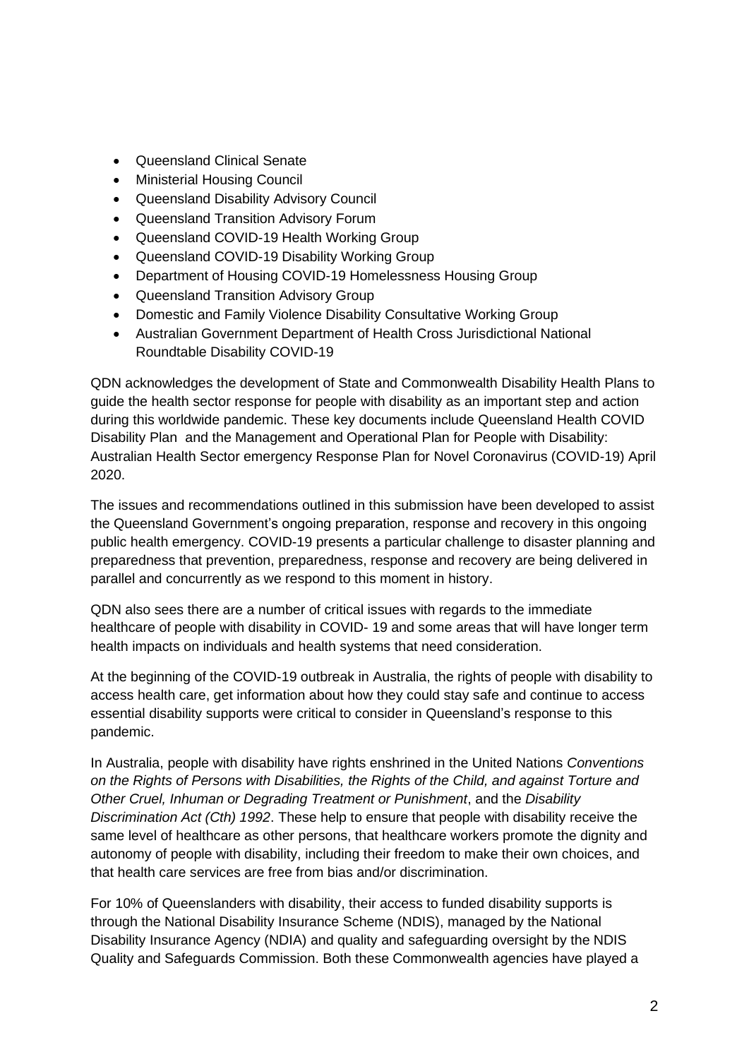- Queensland Clinical Senate
- Ministerial Housing Council
- Queensland Disability Advisory Council
- Queensland Transition Advisory Forum
- Queensland COVID-19 Health Working Group
- Queensland COVID-19 Disability Working Group
- Department of Housing COVID-19 Homelessness Housing Group
- Queensland Transition Advisory Group
- Domestic and Family Violence Disability Consultative Working Group
- Australian Government Department of Health Cross Jurisdictional National Roundtable Disability COVID-19

QDN acknowledges the development of State and Commonwealth Disability Health Plans to guide the health sector response for people with disability as an important step and action during this worldwide pandemic. These key documents include Queensland Health COVID Disability Plan and the Management and Operational Plan for People with Disability: Australian Health Sector emergency Response Plan for Novel Coronavirus (COVID-19) April 2020.

The issues and recommendations outlined in this submission have been developed to assist the Queensland Government's ongoing preparation, response and recovery in this ongoing public health emergency. COVID-19 presents a particular challenge to disaster planning and preparedness that prevention, preparedness, response and recovery are being delivered in parallel and concurrently as we respond to this moment in history.

QDN also sees there are a number of critical issues with regards to the immediate healthcare of people with disability in COVID- 19 and some areas that will have longer term health impacts on individuals and health systems that need consideration.

At the beginning of the COVID-19 outbreak in Australia, the rights of people with disability to access health care, get information about how they could stay safe and continue to access essential disability supports were critical to consider in Queensland's response to this pandemic.

In Australia, people with disability have rights enshrined in the United Nations *Conventions on the Rights of Persons with Disabilities, the Rights of the Child, and against Torture and Other Cruel, Inhuman or Degrading Treatment or Punishment*, and the *Disability Discrimination Act (Cth) 1992*. These help to ensure that people with disability receive the same level of healthcare as other persons, that healthcare workers promote the dignity and autonomy of people with disability, including their freedom to make their own choices, and that health care services are free from bias and/or discrimination.

For 10% of Queenslanders with disability, their access to funded disability supports is through the National Disability Insurance Scheme (NDIS), managed by the National Disability Insurance Agency (NDIA) and quality and safeguarding oversight by the NDIS Quality and Safeguards Commission. Both these Commonwealth agencies have played a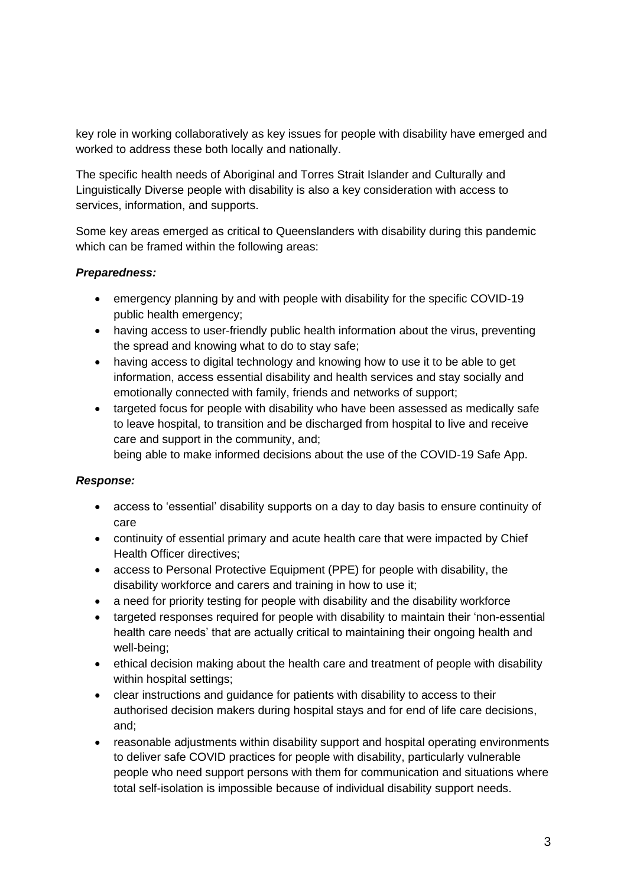key role in working collaboratively as key issues for people with disability have emerged and worked to address these both locally and nationally.

The specific health needs of Aboriginal and Torres Strait Islander and Culturally and Linguistically Diverse people with disability is also a key consideration with access to services, information, and supports.

Some key areas emerged as critical to Queenslanders with disability during this pandemic which can be framed within the following areas:

***Preparedness:***

- emergency planning by and with people with disability for the specific COVID-19 public health emergency;
- having access to user-friendly public health information about the virus, preventing the spread and knowing what to do to stay safe;
- having access to digital technology and knowing how to use it to be able to get information, access essential disability and health services and stay socially and emotionally connected with family, friends and networks of support;
- targeted focus for people with disability who have been assessed as medically safe to leave hospital, to transition and be discharged from hospital to live and receive care and support in the community, and;
  being able to make informed decisions about the use of the COVID-19 Safe App.

***Response:***

- access to 'essential' disability supports on a day to day basis to ensure continuity of care
- continuity of essential primary and acute health care that were impacted by Chief Health Officer directives;
- access to Personal Protective Equipment (PPE) for people with disability, the disability workforce and carers and training in how to use it;
- a need for priority testing for people with disability and the disability workforce
- targeted responses required for people with disability to maintain their 'non-essential health care needs' that are actually critical to maintaining their ongoing health and well-being;
- ethical decision making about the health care and treatment of people with disability within hospital settings;
- clear instructions and guidance for patients with disability to access to their authorised decision makers during hospital stays and for end of life care decisions, and;
- reasonable adjustments within disability support and hospital operating environments to deliver safe COVID practices for people with disability, particularly vulnerable people who need support persons with them for communication and situations where total self-isolation is impossible because of individual disability support needs.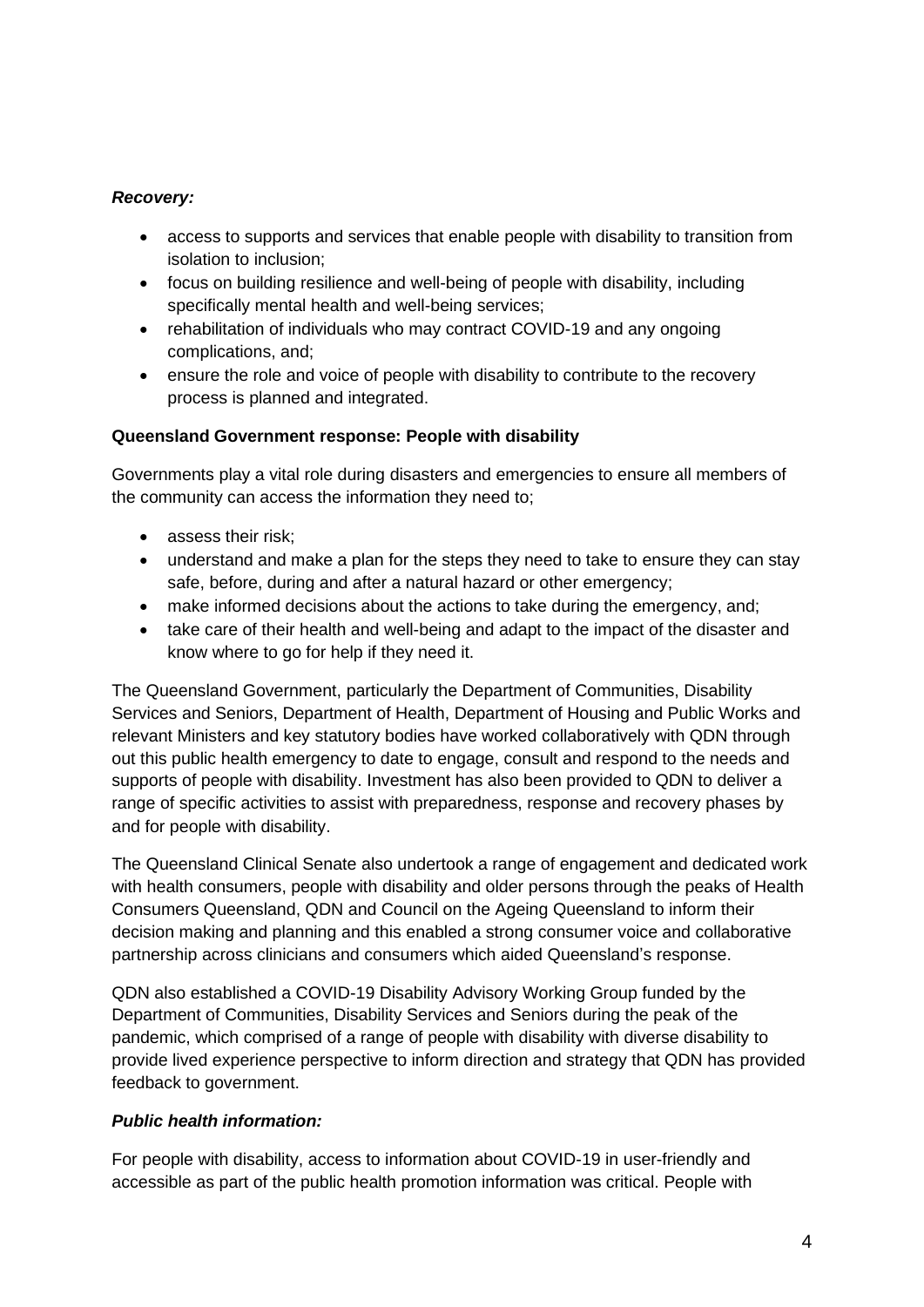***Recovery:***

- access to supports and services that enable people with disability to transition from isolation to inclusion;
- focus on building resilience and well-being of people with disability, including specifically mental health and well-being services;
- rehabilitation of individuals who may contract COVID-19 and any ongoing complications, and;
- ensure the role and voice of people with disability to contribute to the recovery process is planned and integrated.

**Queensland Government response: People with disability**

Governments play a vital role during disasters and emergencies to ensure all members of the community can access the information they need to;

- assess their risk;
- understand and make a plan for the steps they need to take to ensure they can stay safe, before, during and after a natural hazard or other emergency;
- make informed decisions about the actions to take during the emergency, and;
- take care of their health and well-being and adapt to the impact of the disaster and know where to go for help if they need it.

The Queensland Government, particularly the Department of Communities, Disability Services and Seniors, Department of Health, Department of Housing and Public Works and relevant Ministers and key statutory bodies have worked collaboratively with QDN through out this public health emergency to date to engage, consult and respond to the needs and supports of people with disability. Investment has also been provided to QDN to deliver a range of specific activities to assist with preparedness, response and recovery phases by and for people with disability.

The Queensland Clinical Senate also undertook a range of engagement and dedicated work with health consumers, people with disability and older persons through the peaks of Health Consumers Queensland, QDN and Council on the Ageing Queensland to inform their decision making and planning and this enabled a strong consumer voice and collaborative partnership across clinicians and consumers which aided Queensland's response.

QDN also established a COVID-19 Disability Advisory Working Group funded by the Department of Communities, Disability Services and Seniors during the peak of the pandemic, which comprised of a range of people with disability with diverse disability to provide lived experience perspective to inform direction and strategy that QDN has provided feedback to government.

***Public health information:***

For people with disability, access to information about COVID-19 in user-friendly and accessible as part of the public health promotion information was critical. People with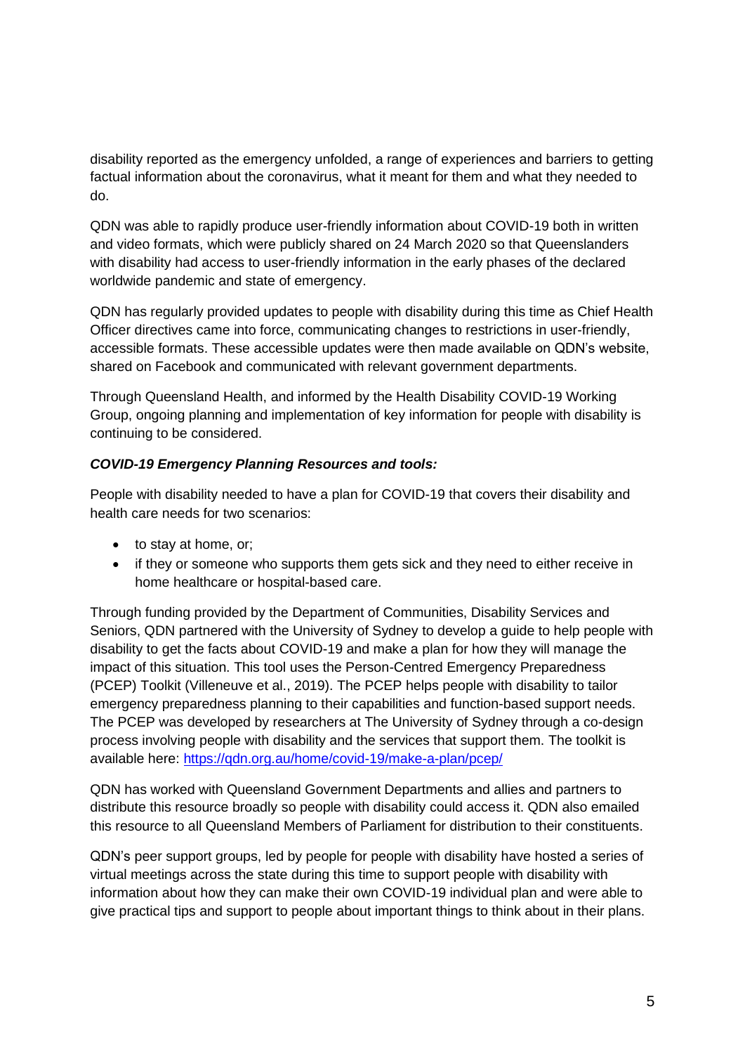disability reported as the emergency unfolded, a range of experiences and barriers to getting factual information about the coronavirus, what it meant for them and what they needed to do.

QDN was able to rapidly produce user-friendly information about COVID-19 both in written and video formats, which were publicly shared on 24 March 2020 so that Queenslanders with disability had access to user-friendly information in the early phases of the declared worldwide pandemic and state of emergency.

QDN has regularly provided updates to people with disability during this time as Chief Health Officer directives came into force, communicating changes to restrictions in user-friendly, accessible formats. These accessible updates were then made available on QDN's website, shared on Facebook and communicated with relevant government departments.

Through Queensland Health, and informed by the Health Disability COVID-19 Working Group, ongoing planning and implementation of key information for people with disability is continuing to be considered.

***COVID-19 Emergency Planning Resources and tools:***

People with disability needed to have a plan for COVID-19 that covers their disability and health care needs for two scenarios:

- to stay at home, or;
- if they or someone who supports them gets sick and they need to either receive in home healthcare or hospital-based care.

Through funding provided by the Department of Communities, Disability Services and Seniors, QDN partnered with the University of Sydney to develop a guide to help people with disability to get the facts about COVID-19 and make a plan for how they will manage the impact of this situation. This tool uses the Person-Centred Emergency Preparedness (PCEP) Toolkit (Villeneuve et al., 2019). The PCEP helps people with disability to tailor emergency preparedness planning to their capabilities and function-based support needs. The PCEP was developed by researchers at The University of Sydney through a co-design process involving people with disability and the services that support them. The toolkit is available here: https://qdn.org.au/home/covid-19/make-a-plan/pcep/

QDN has worked with Queensland Government Departments and allies and partners to distribute this resource broadly so people with disability could access it. QDN also emailed this resource to all Queensland Members of Parliament for distribution to their constituents.

QDN's peer support groups, led by people for people with disability have hosted a series of virtual meetings across the state during this time to support people with disability with information about how they can make their own COVID-19 individual plan and were able to give practical tips and support to people about important things to think about in their plans.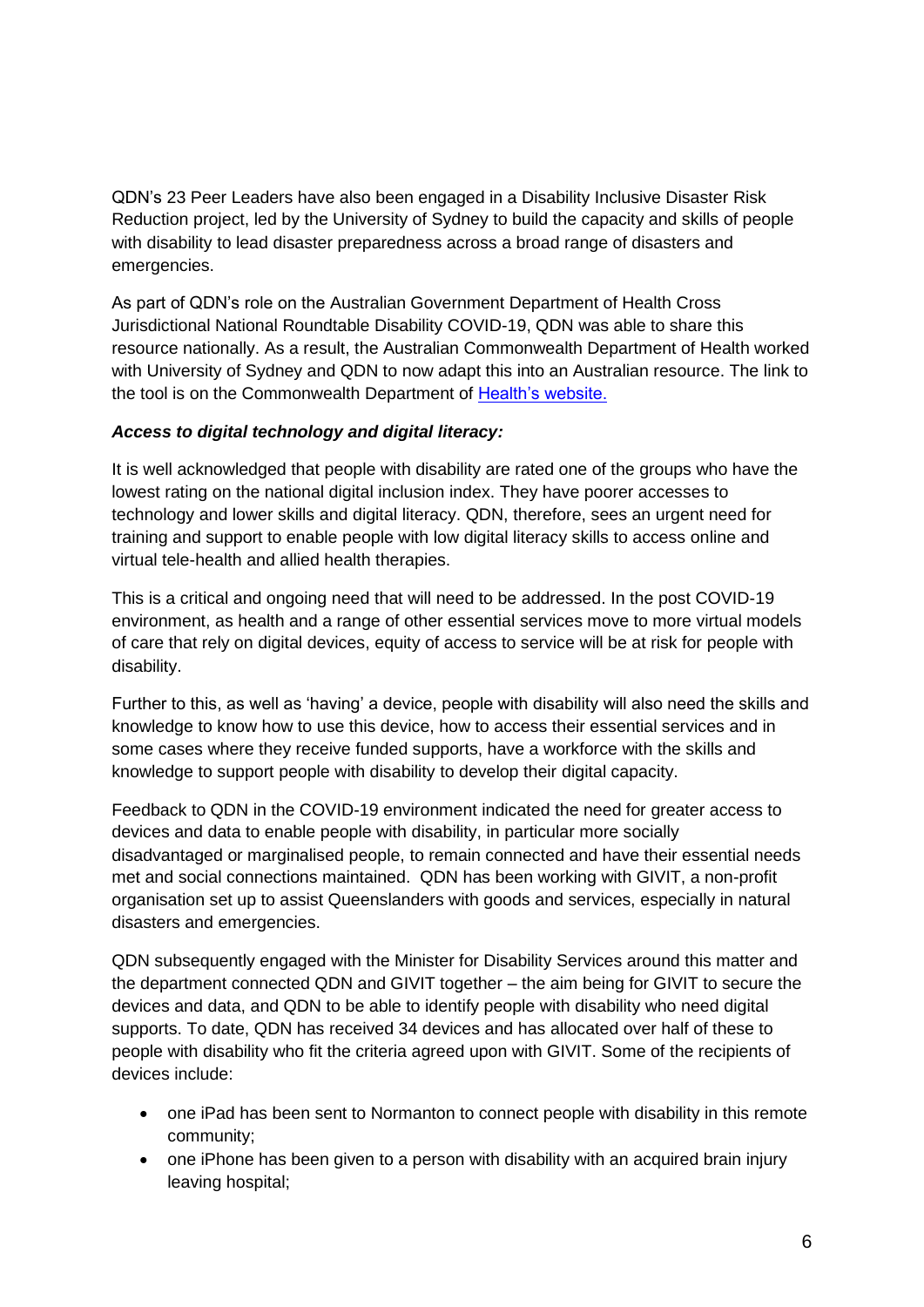QDN's 23 Peer Leaders have also been engaged in a Disability Inclusive Disaster Risk Reduction project, led by the University of Sydney to build the capacity and skills of people with disability to lead disaster preparedness across a broad range of disasters and emergencies.

As part of QDN's role on the Australian Government Department of Health Cross Jurisdictional National Roundtable Disability COVID-19, QDN was able to share this resource nationally. As a result, the Australian Commonwealth Department of Health worked with University of Sydney and QDN to now adapt this into an Australian resource. The link to the tool is on the Commonwealth Department of Health's website.

***Access to digital technology and digital literacy:***

It is well acknowledged that people with disability are rated one of the groups who have the lowest rating on the national digital inclusion index. They have poorer accesses to technology and lower skills and digital literacy. QDN, therefore, sees an urgent need for training and support to enable people with low digital literacy skills to access online and virtual tele-health and allied health therapies.

This is a critical and ongoing need that will need to be addressed. In the post COVID-19 environment, as health and a range of other essential services move to more virtual models of care that rely on digital devices, equity of access to service will be at risk for people with disability.

Further to this, as well as 'having' a device, people with disability will also need the skills and knowledge to know how to use this device, how to access their essential services and in some cases where they receive funded supports, have a workforce with the skills and knowledge to support people with disability to develop their digital capacity.

Feedback to QDN in the COVID-19 environment indicated the need for greater access to devices and data to enable people with disability, in particular more socially disadvantaged or marginalised people, to remain connected and have their essential needs met and social connections maintained. QDN has been working with GIVIT, a non-profit organisation set up to assist Queenslanders with goods and services, especially in natural disasters and emergencies.

QDN subsequently engaged with the Minister for Disability Services around this matter and the department connected QDN and GIVIT together – the aim being for GIVIT to secure the devices and data, and QDN to be able to identify people with disability who need digital supports. To date, QDN has received 34 devices and has allocated over half of these to people with disability who fit the criteria agreed upon with GIVIT. Some of the recipients of devices include:

- one iPad has been sent to Normanton to connect people with disability in this remote community;
- one iPhone has been given to a person with disability with an acquired brain injury leaving hospital;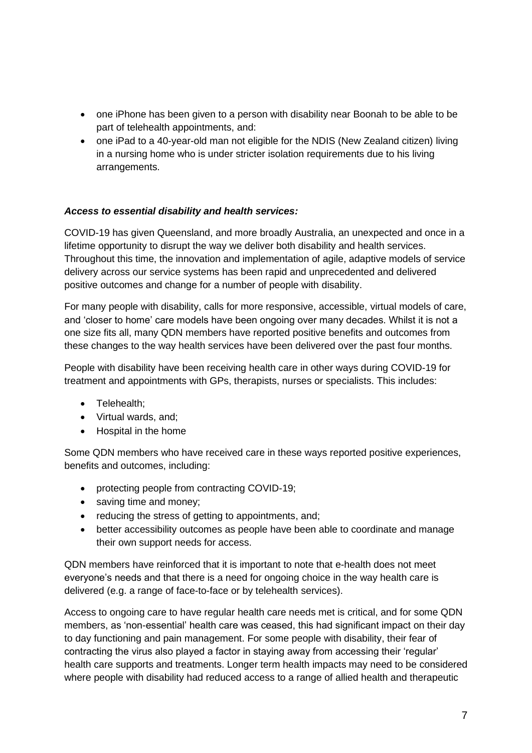- one iPhone has been given to a person with disability near Boonah to be able to be part of telehealth appointments, and:
- one iPad to a 40-year-old man not eligible for the NDIS (New Zealand citizen) living in a nursing home who is under stricter isolation requirements due to his living arrangements.

***Access to essential disability and health services:***

COVID-19 has given Queensland, and more broadly Australia, an unexpected and once in a lifetime opportunity to disrupt the way we deliver both disability and health services. Throughout this time, the innovation and implementation of agile, adaptive models of service delivery across our service systems has been rapid and unprecedented and delivered positive outcomes and change for a number of people with disability.

For many people with disability, calls for more responsive, accessible, virtual models of care, and 'closer to home' care models have been ongoing over many decades. Whilst it is not a one size fits all, many QDN members have reported positive benefits and outcomes from these changes to the way health services have been delivered over the past four months.

People with disability have been receiving health care in other ways during COVID-19 for treatment and appointments with GPs, therapists, nurses or specialists. This includes:

- Telehealth;
- Virtual wards, and;
- Hospital in the home

Some QDN members who have received care in these ways reported positive experiences, benefits and outcomes, including:

- protecting people from contracting COVID-19;
- saving time and money;
- reducing the stress of getting to appointments, and;
- better accessibility outcomes as people have been able to coordinate and manage their own support needs for access.

QDN members have reinforced that it is important to note that e-health does not meet everyone's needs and that there is a need for ongoing choice in the way health care is delivered (e.g. a range of face-to-face or by telehealth services).

Access to ongoing care to have regular health care needs met is critical, and for some QDN members, as 'non-essential' health care was ceased, this had significant impact on their day to day functioning and pain management. For some people with disability, their fear of contracting the virus also played a factor in staying away from accessing their 'regular' health care supports and treatments. Longer term health impacts may need to be considered where people with disability had reduced access to a range of allied health and therapeutic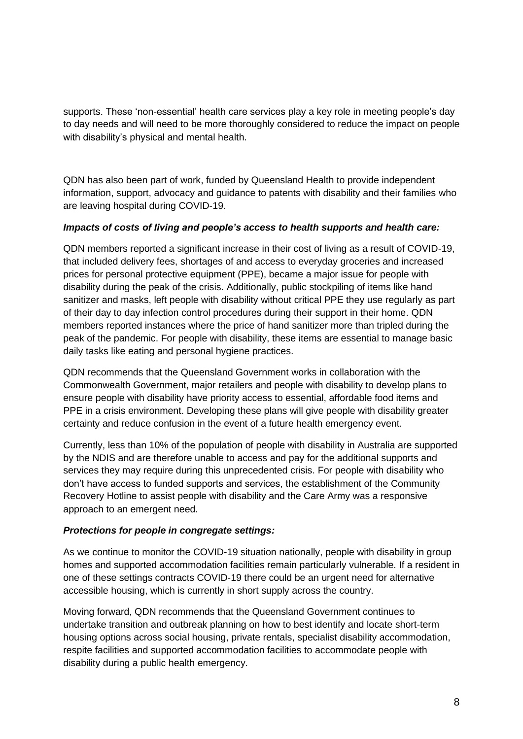supports. These 'non-essential' health care services play a key role in meeting people's day to day needs and will need to be more thoroughly considered to reduce the impact on people with disability's physical and mental health.

QDN has also been part of work, funded by Queensland Health to provide independent information, support, advocacy and guidance to patents with disability and their families who are leaving hospital during COVID-19.

***Impacts of costs of living and people's access to health supports and health care:***

QDN members reported a significant increase in their cost of living as a result of COVID-19, that included delivery fees, shortages of and access to everyday groceries and increased prices for personal protective equipment (PPE), became a major issue for people with disability during the peak of the crisis. Additionally, public stockpiling of items like hand sanitizer and masks, left people with disability without critical PPE they use regularly as part of their day to day infection control procedures during their support in their home. QDN members reported instances where the price of hand sanitizer more than tripled during the peak of the pandemic. For people with disability, these items are essential to manage basic daily tasks like eating and personal hygiene practices.

QDN recommends that the Queensland Government works in collaboration with the Commonwealth Government, major retailers and people with disability to develop plans to ensure people with disability have priority access to essential, affordable food items and PPE in a crisis environment. Developing these plans will give people with disability greater certainty and reduce confusion in the event of a future health emergency event.

Currently, less than 10% of the population of people with disability in Australia are supported by the NDIS and are therefore unable to access and pay for the additional supports and services they may require during this unprecedented crisis. For people with disability who don't have access to funded supports and services, the establishment of the Community Recovery Hotline to assist people with disability and the Care Army was a responsive approach to an emergent need.

***Protections for people in congregate settings:***

As we continue to monitor the COVID-19 situation nationally, people with disability in group homes and supported accommodation facilities remain particularly vulnerable. If a resident in one of these settings contracts COVID-19 there could be an urgent need for alternative accessible housing, which is currently in short supply across the country.

Moving forward, QDN recommends that the Queensland Government continues to undertake transition and outbreak planning on how to best identify and locate short-term housing options across social housing, private rentals, specialist disability accommodation, respite facilities and supported accommodation facilities to accommodate people with disability during a public health emergency.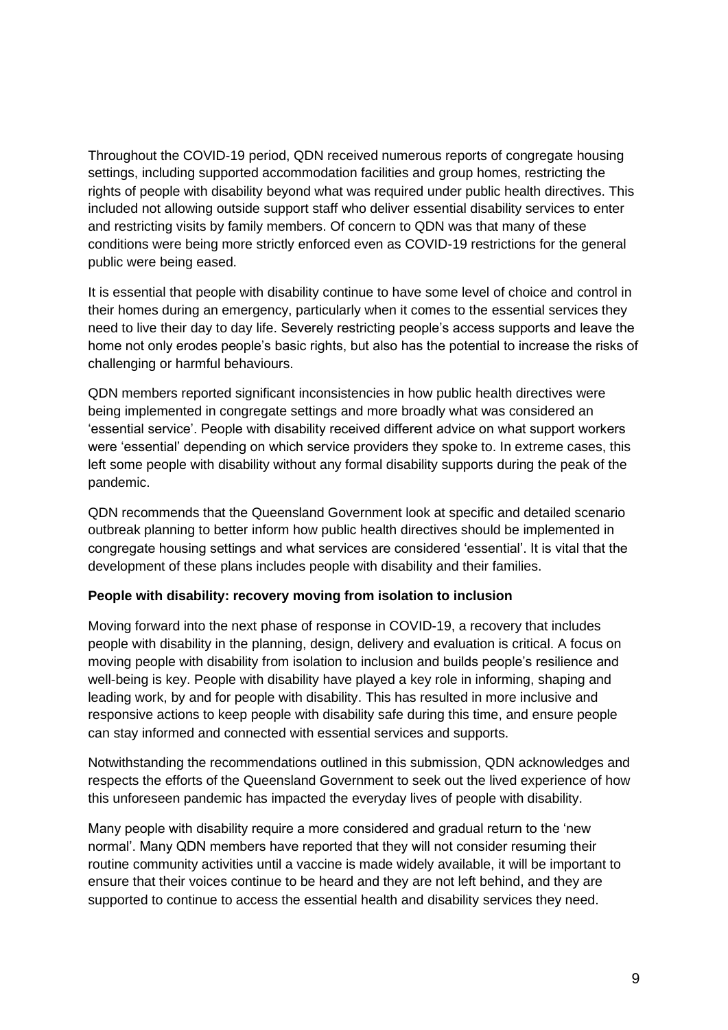Throughout the COVID-19 period, QDN received numerous reports of congregate housing settings, including supported accommodation facilities and group homes, restricting the rights of people with disability beyond what was required under public health directives. This included not allowing outside support staff who deliver essential disability services to enter and restricting visits by family members. Of concern to QDN was that many of these conditions were being more strictly enforced even as COVID-19 restrictions for the general public were being eased.

It is essential that people with disability continue to have some level of choice and control in their homes during an emergency, particularly when it comes to the essential services they need to live their day to day life. Severely restricting people's access supports and leave the home not only erodes people's basic rights, but also has the potential to increase the risks of challenging or harmful behaviours.

QDN members reported significant inconsistencies in how public health directives were being implemented in congregate settings and more broadly what was considered an 'essential service'. People with disability received different advice on what support workers were 'essential' depending on which service providers they spoke to. In extreme cases, this left some people with disability without any formal disability supports during the peak of the pandemic.

QDN recommends that the Queensland Government look at specific and detailed scenario outbreak planning to better inform how public health directives should be implemented in congregate housing settings and what services are considered 'essential'. It is vital that the development of these plans includes people with disability and their families.

**People with disability: recovery moving from isolation to inclusion**

Moving forward into the next phase of response in COVID-19, a recovery that includes people with disability in the planning, design, delivery and evaluation is critical. A focus on moving people with disability from isolation to inclusion and builds people's resilience and well-being is key. People with disability have played a key role in informing, shaping and leading work, by and for people with disability. This has resulted in more inclusive and responsive actions to keep people with disability safe during this time, and ensure people can stay informed and connected with essential services and supports.

Notwithstanding the recommendations outlined in this submission, QDN acknowledges and respects the efforts of the Queensland Government to seek out the lived experience of how this unforeseen pandemic has impacted the everyday lives of people with disability.

Many people with disability require a more considered and gradual return to the 'new normal'. Many QDN members have reported that they will not consider resuming their routine community activities until a vaccine is made widely available, it will be important to ensure that their voices continue to be heard and they are not left behind, and they are supported to continue to access the essential health and disability services they need.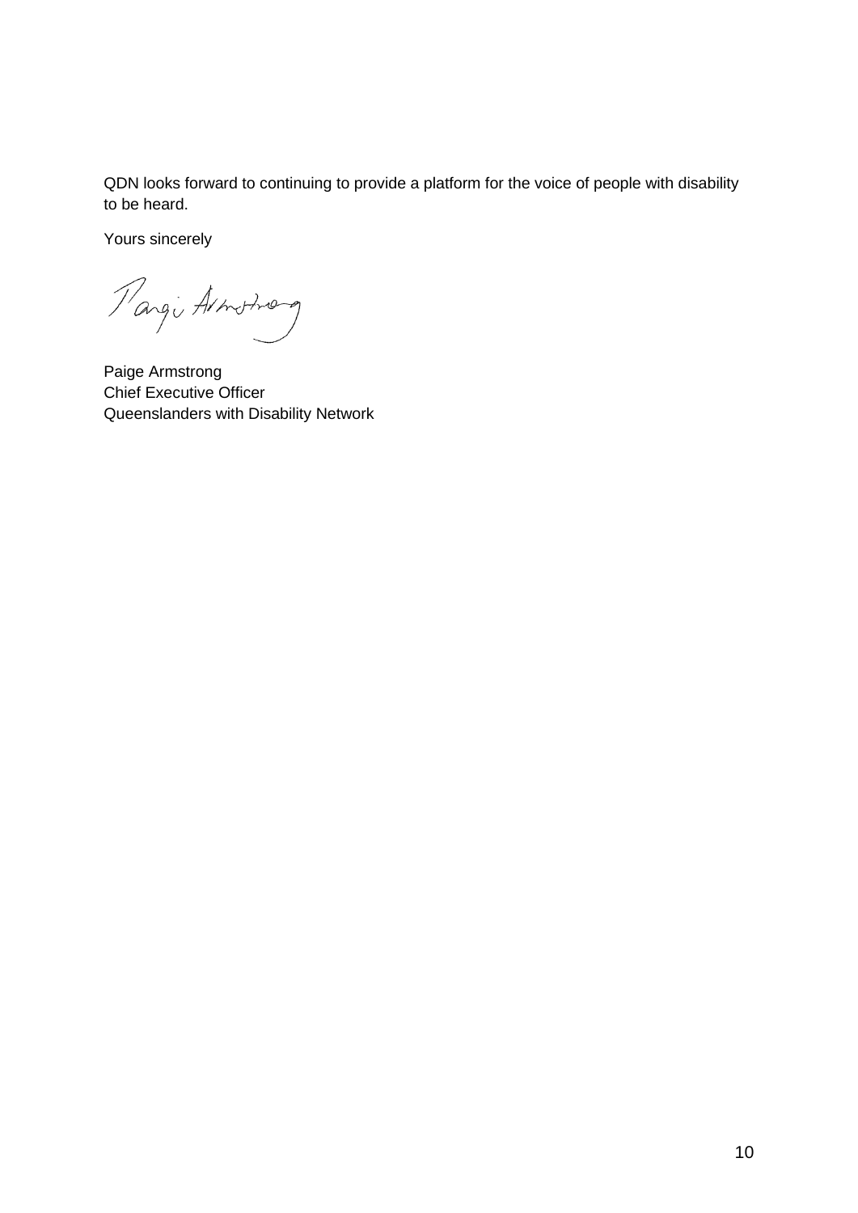QDN looks forward to continuing to provide a platform for the voice of people with disability to be heard.

Yours sincerely

Paige Armstrong
Chief Executive Officer
Queenslanders with Disability Network